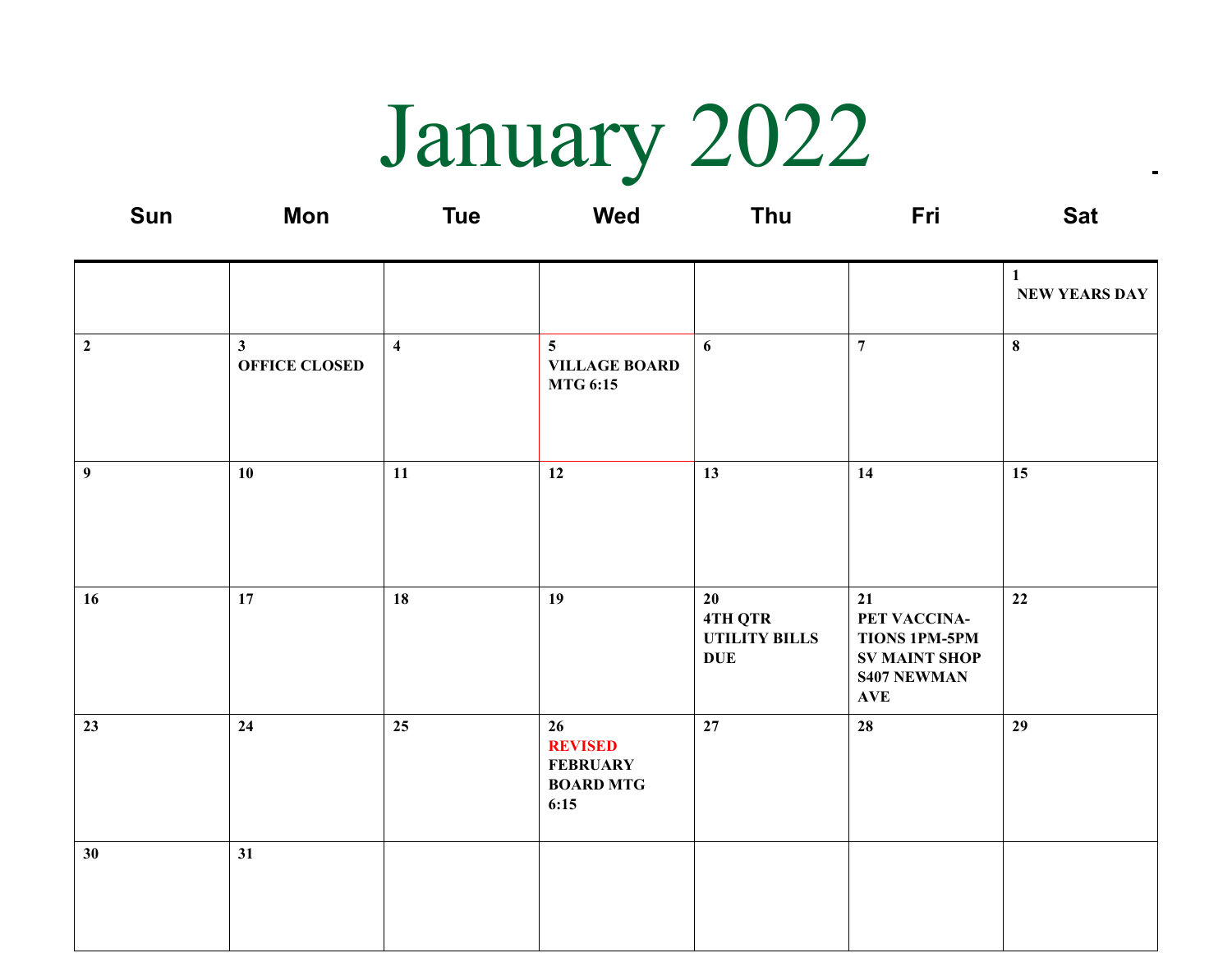# January 2022

| Sun | Mon | Tue | Wed | Thu | Fri | Sat |
|---|---|---|---|---|---|---|
| | | | | | | 1 NEW YEARS DAY |
| 2 | 3 OFFICE CLOSED | 4 | 5 VILLAGE BOARD MTG 6:15 | 6 | 7 | 8 |
| 9 | 10 | 11 | 12 | 13 | 14 | 15 |
| 16 | 17 | 18 | 19 | 20 4TH QTR UTILITY BILLS DUE | 21 PET VACCINA-TIONS 1PM-5PM SV MAINT SHOP S407 NEWMAN AVE | 22 |
| 23 | 24 | 25 | 26 REVISED FEBRUARY BOARD MTG 6:15 | 27 | 28 | 29 |
| 30 | 31 | | | | | |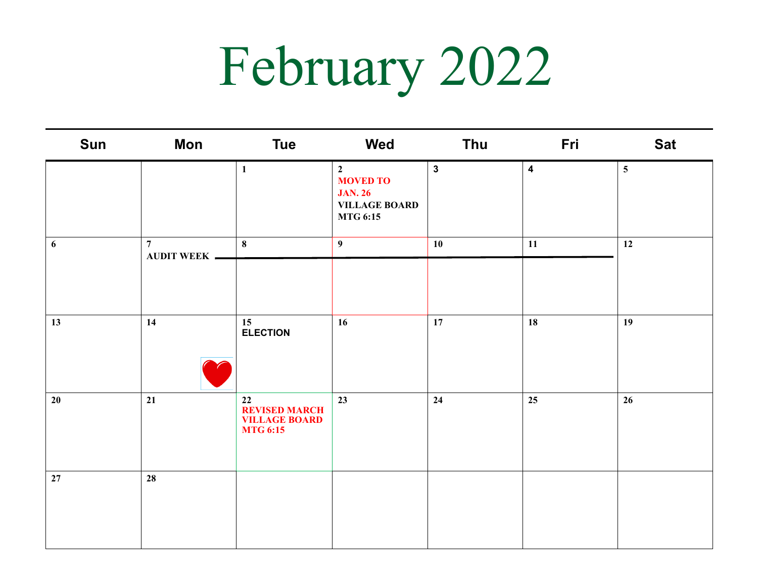# February 2022

| Sun | Mon | Tue | Wed | Thu | Fri | Sat |
|---|---|---|---|---|---|---|
| | | 1 | 2 MOVED TO JAN. 26 VILLAGE BOARD MTG 6:15 | 3 | 4 | 5 |
| 6 | 7 AUDIT WEEK | 8 | 9 | 10 | 11 | 12 |
| 13 | 14 | 15 ELECTION | 16 | 17 | 18 | 19 |
| 20 | 21 | 22 REVISED MARCH VILLAGE BOARD MTG 6:15 | 23 | 24 | 25 | 26 |
| 27 | 28 | | | | | |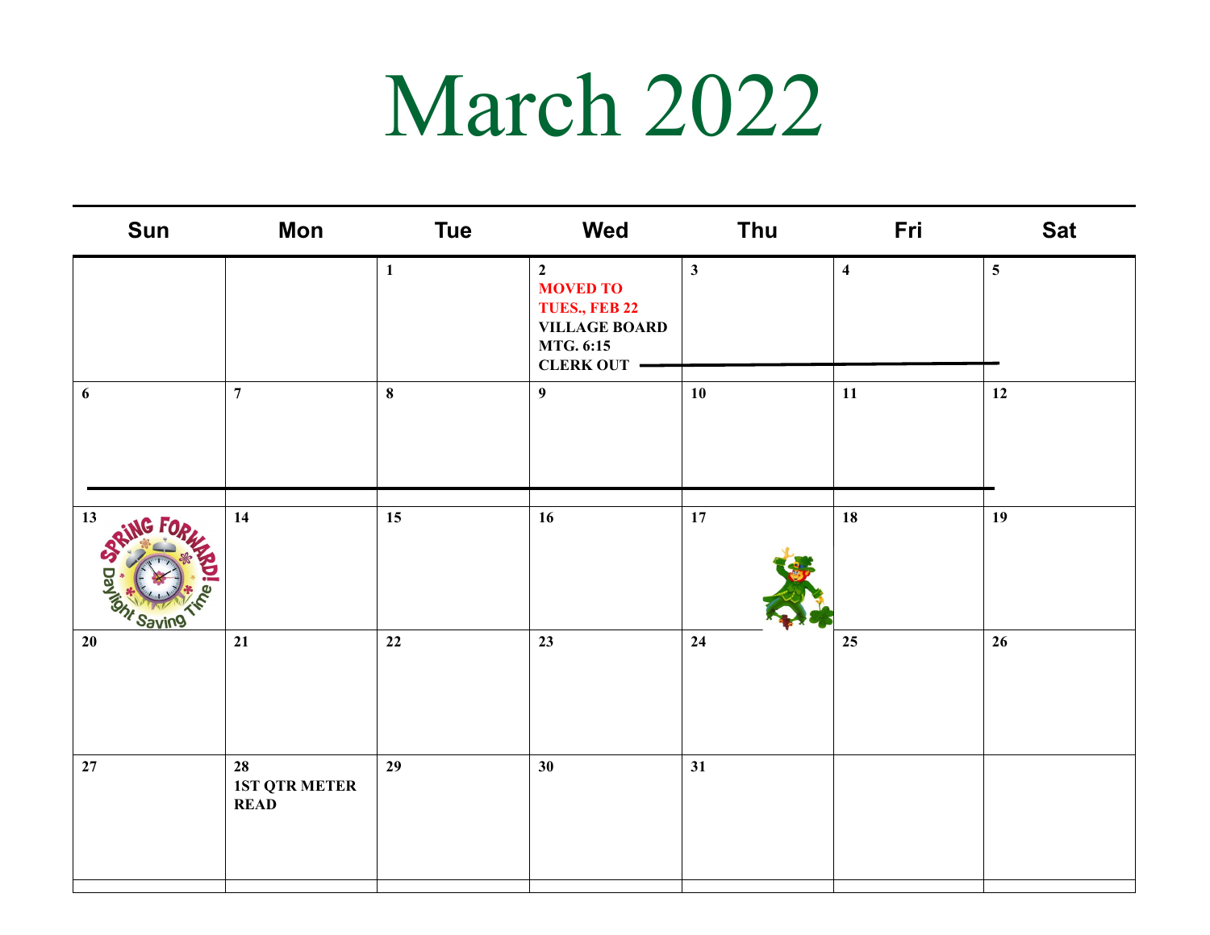# March 2022

| Sun | Mon | Tue | Wed | Thu | Fri | Sat |
|---|---|---|---|---|---|---|
| | | 1 | 2 MOVED TO TUES., FEB 22 VILLAGE BOARD MTG. 6:15 CLERK OUT | 3 | 4 | 5 |
| 6 | 7 | 8 | 9 | 10 | 11 | 12 |
| 13 SPRING FORWARD! Daylight Saving Time | 14 | 15 | 16 | 17 | 18 | 19 |
| 20 | 21 | 22 | 23 | 24 | 25 | 26 |
| 27 | 28 1ST QTR METER READ | 29 | 30 | 31 | | |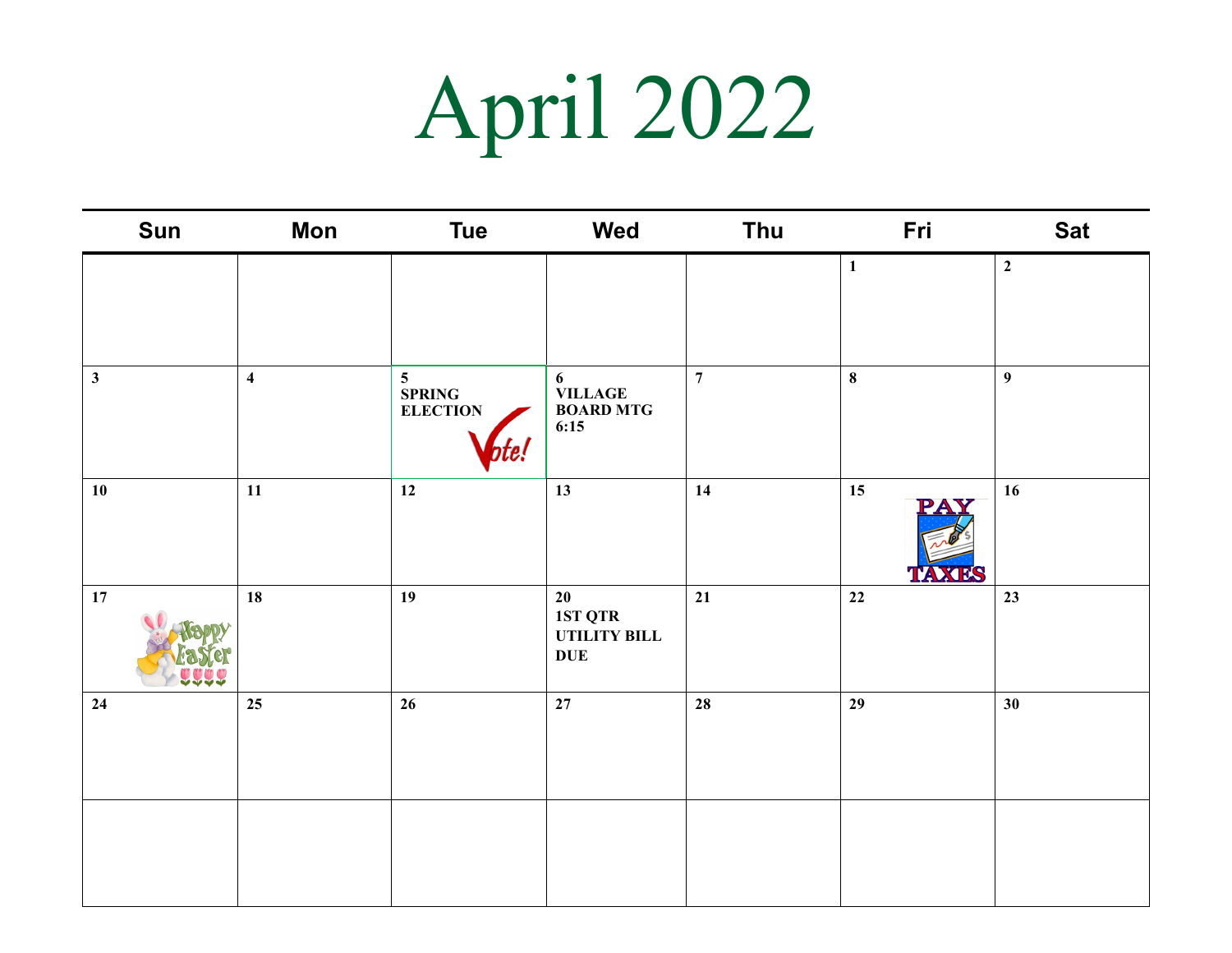# April 2022

| Sun | Mon | Tue | Wed | Thu | Fri | Sat |
|---|---|---|---|---|---|---|
| | | | | | 1 | 2 |
| 3 | 4 | 5 SPRING ELECTION | 6 VILLAGE BOARD MTG 6:15 | 7 | 8 | 9 |
| 10 | 11 | 12 | 13 | 14 | 15 | 16 |
| 17 | 18 | 19 | 20 1ST QTR UTILITY BILL DUE | 21 | 22 | 23 |
| 24 | 25 | 26 | 27 | 28 | 29 | 30 |
| | | | | | | |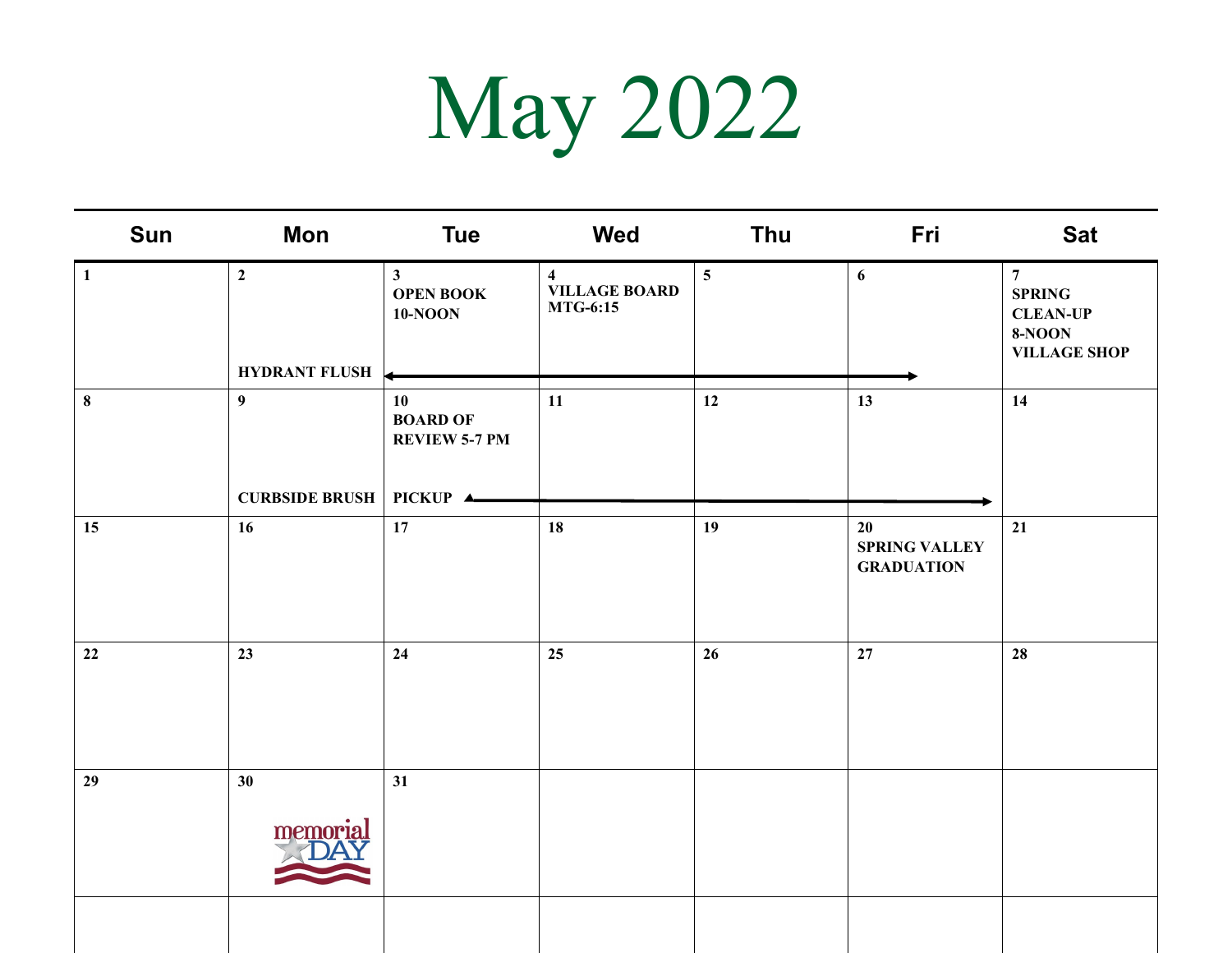# May 2022

| Sun | Mon | Tue | Wed | Thu | Fri | Sat |
|---|---|---|---|---|---|---|
| 1 | 2 HYDRANT FLUSH | 3 OPEN BOOK 10-NOON ← | 4 VILLAGE BOARD MTG-6:15 | 5 | 6 → | 7 SPRING CLEAN-UP 8-NOON VILLAGE SHOP |
| 8 | 9 CURBSIDE BRUSH | 10 BOARD OF REVIEW 5-7 PM PICKUP ← | 11 | 12 | 13 → | 14 |
| 15 | 16 | 17 | 18 | 19 | 20 SPRING VALLEY GRADUATION | 21 |
| 22 | 23 | 24 | 25 | 26 | 27 | 28 |
| 29 | 30 memorial DAY | 31 | | | | |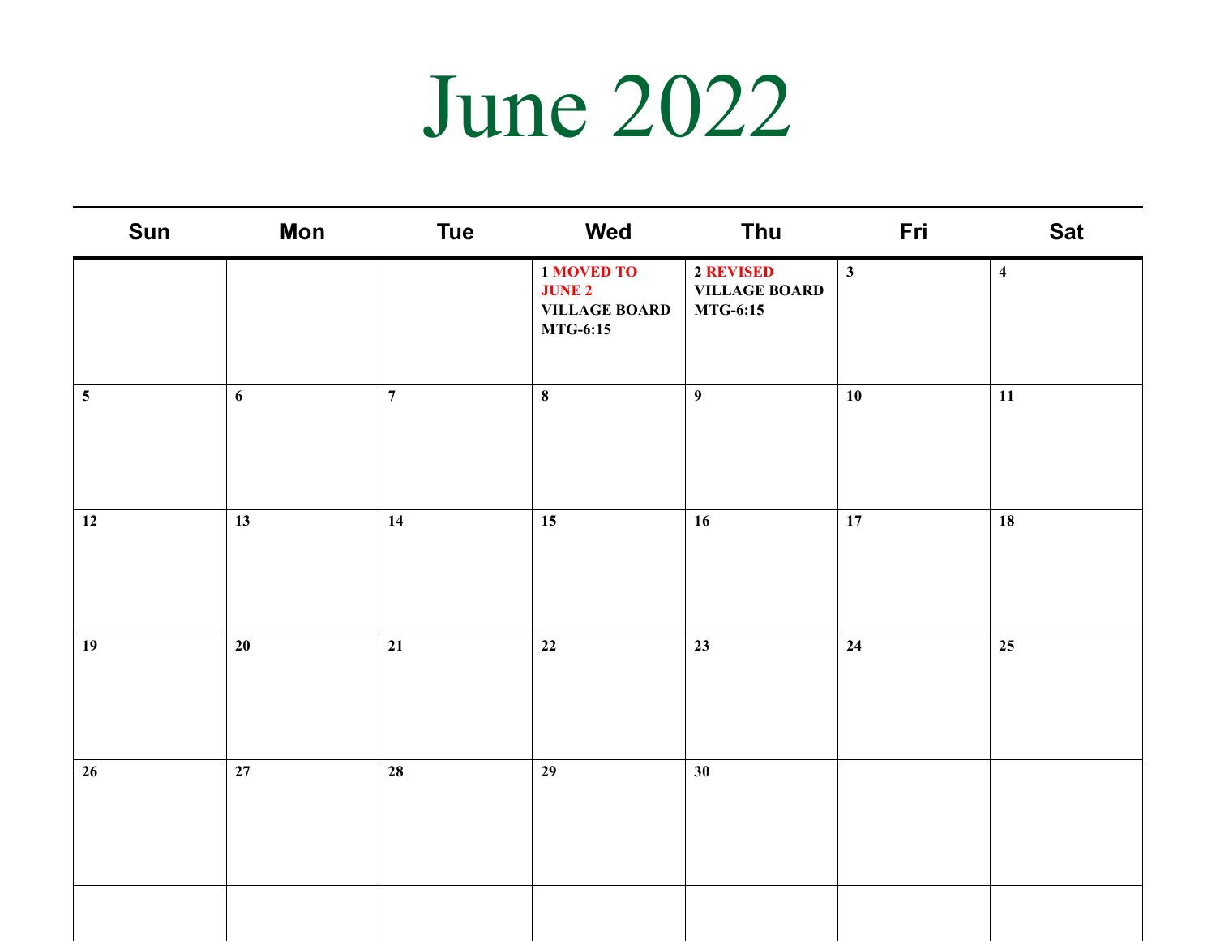# June 2022

| Sun | Mon | Tue | Wed | Thu | Fri | Sat |
|---|---|---|---|---|---|---|
| | | | **1 MOVED TO JUNE 2 VILLAGE BOARD MTG-6:15** | **2 REVISED VILLAGE BOARD MTG-6:15** | **3** | **4** |
| **5** | **6** | **7** | **8** | **9** | **10** | **11** |
| **12** | **13** | **14** | **15** | **16** | **17** | **18** |
| **19** | **20** | **21** | **22** | **23** | **24** | **25** |
| **26** | **27** | **28** | **29** | **30** | | |
| | | | | | | |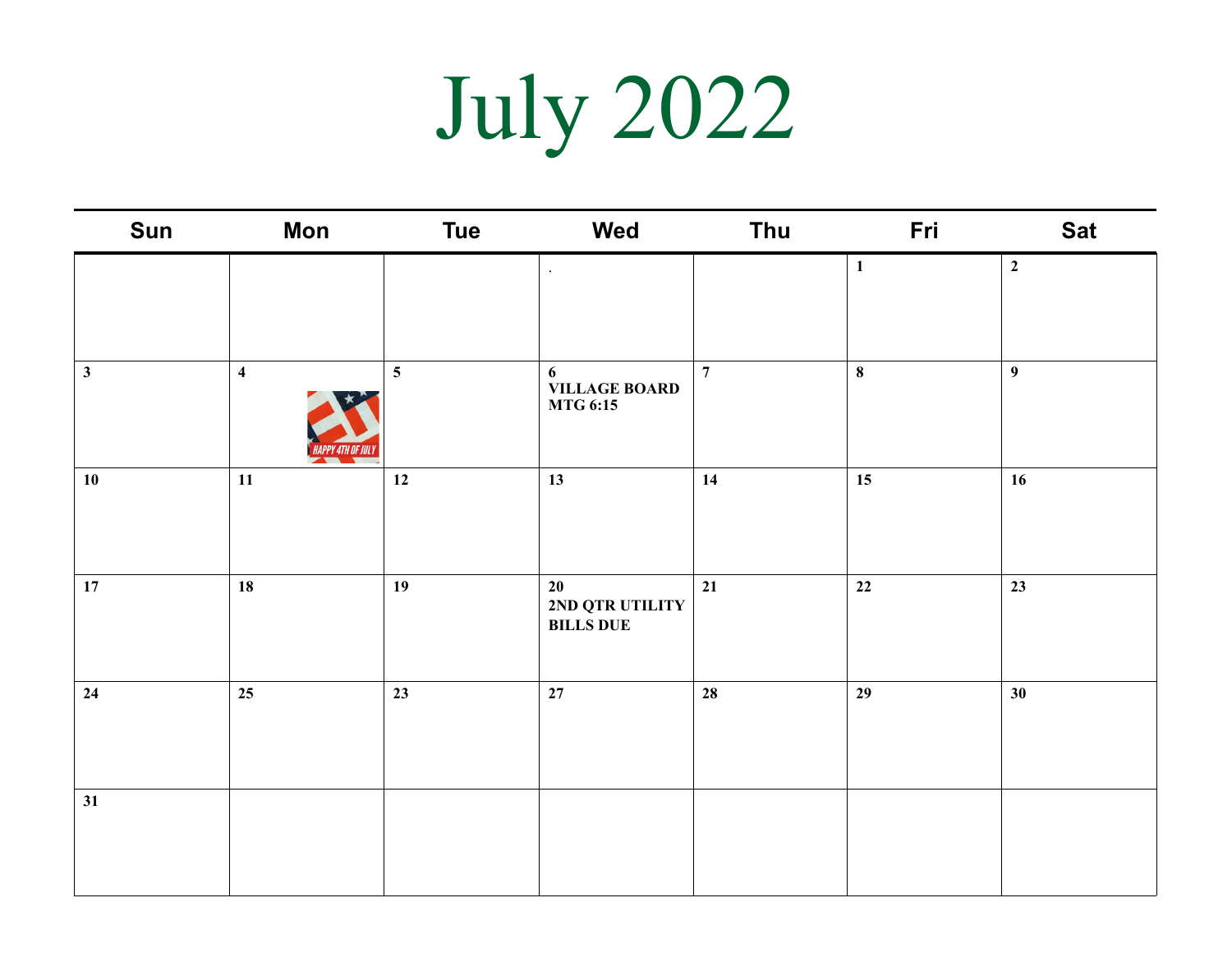# July 2022

| Sun | Mon | Tue | Wed | Thu | Fri | Sat |
|---|---|---|---|---|---|---|
| | | | . | | 1 | 2 |
| 3 | 4 HAPPY 4TH OF JULY | 5 | 6 VILLAGE BOARD MTG 6:15 | 7 | 8 | 9 |
| 10 | 11 | 12 | 13 | 14 | 15 | 16 |
| 17 | 18 | 19 | 20 2ND QTR UTILITY BILLS DUE | 21 | 22 | 23 |
| 24 | 25 | 23 | 27 | 28 | 29 | 30 |
| 31 | | | | | | |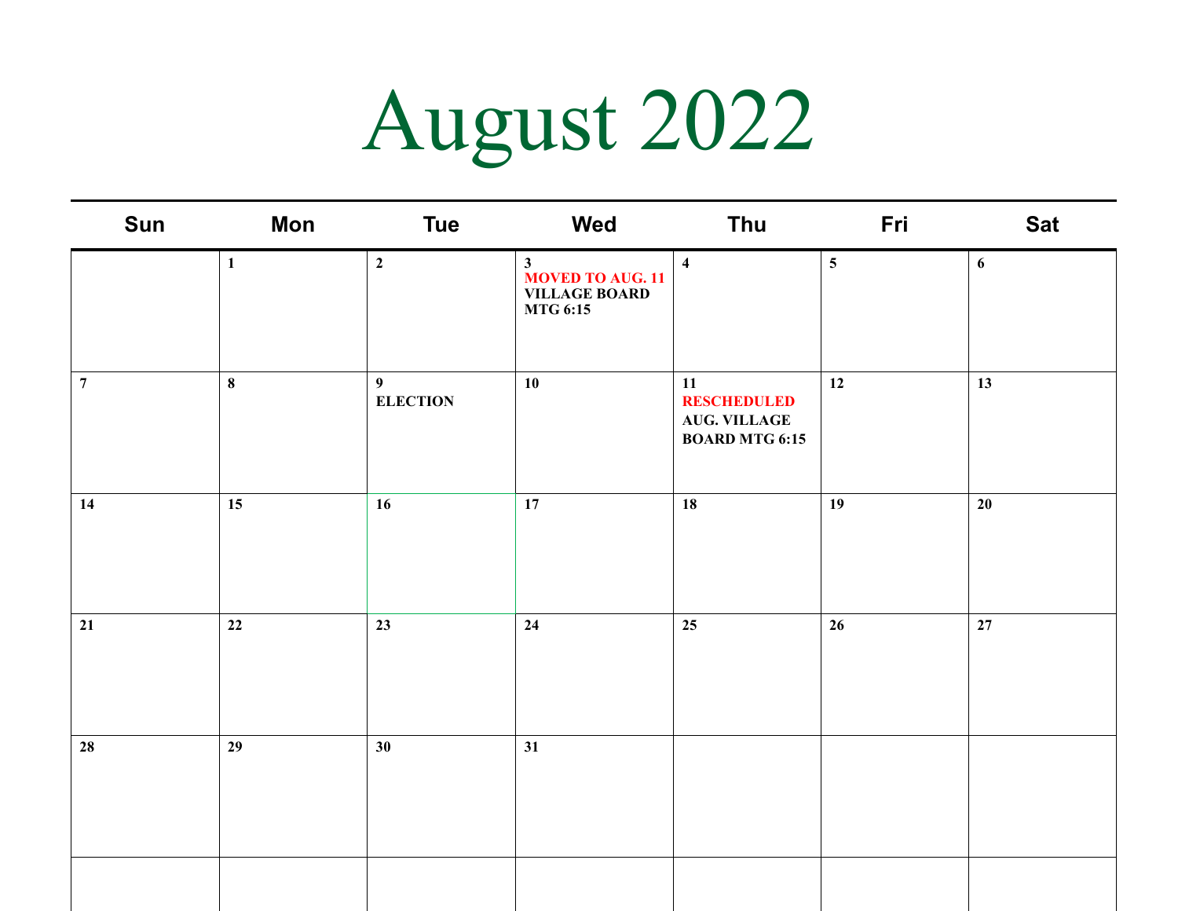# August 2022

| Sun | Mon | Tue | Wed | Thu | Fri | Sat |
|---|---|---|---|---|---|---|
| | 1 | 2 | 3 **MOVED TO AUG. 11** **VILLAGE BOARD MTG 6:15** | 4 | 5 | 6 |
| 7 | 8 | 9 **ELECTION** | 10 | 11 **RESCHEDULED** **AUG. VILLAGE BOARD MTG 6:15** | 12 | 13 |
| 14 | 15 | 16 | 17 | 18 | 19 | 20 |
| 21 | 22 | 23 | 24 | 25 | 26 | 27 |
| 28 | 29 | 30 | 31 | | | |
| | | | | | | |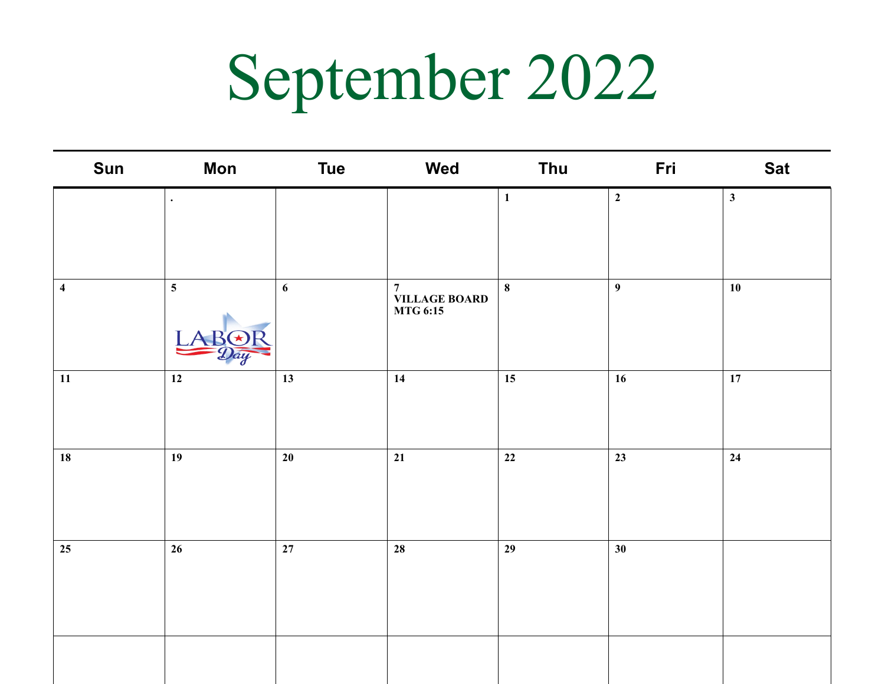# September 2022

| Sun | Mon | Tue | Wed | Thu | Fri | Sat |
|---|---|---|---|---|---|---|
| | . | | | 1 | 2 | 3 |
| 4 | 5 LABOR Day | 6 | 7 VILLAGE BOARD MTG 6:15 | 8 | 9 | 10 |
| 11 | 12 | 13 | 14 | 15 | 16 | 17 |
| 18 | 19 | 20 | 21 | 22 | 23 | 24 |
| 25 | 26 | 27 | 28 | 29 | 30 | |
| | | | | | | |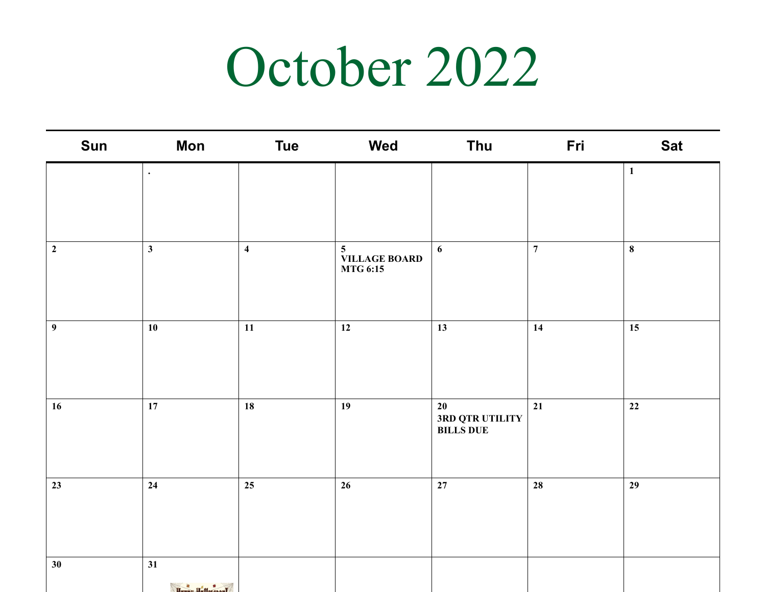# October 2022

| Sun | Mon | Tue | Wed | Thu | Fri | Sat |
|---|---|---|---|---|---|---|
| | . | | | | | **1** |
| **2** | **3** | **4** | **5** **VILLAGE BOARD MTG 6:15** | **6** | **7** | **8** |
| **9** | **10** | **11** | **12** | **13** | **14** | **15** |
| **16** | **17** | **18** | **19** | **20** **3RD QTR UTILITY BILLS DUE** | **21** | **22** |
| **23** | **24** | **25** | **26** | **27** | **28** | **29** |
| **30** | **31** | | | | | |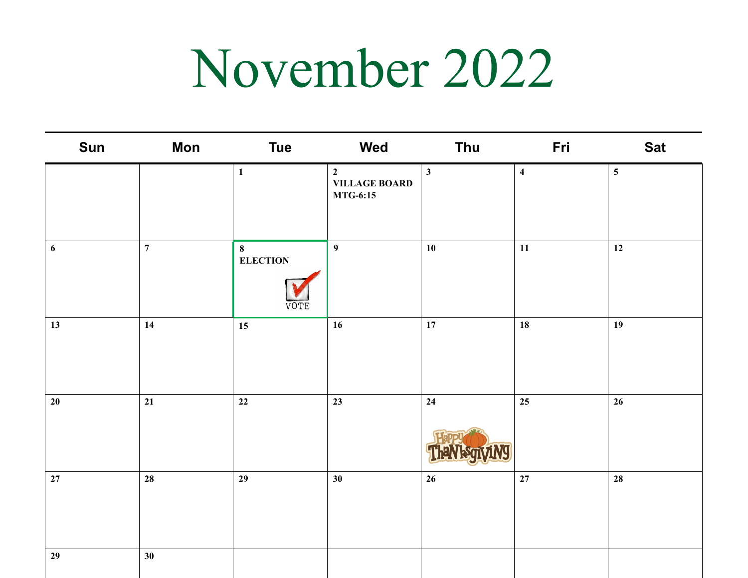# November 2022

| Sun | Mon | Tue | Wed | Thu | Fri | Sat |
|---|---|---|---|---|---|---|
| | | 1 | 2 VILLAGE BOARD MTG-6:15 | 3 | 4 | 5 |
| 6 | 7 | 8 ELECTION VOTE | 9 | 10 | 11 | 12 |
| 13 | 14 | 15 | 16 | 17 | 18 | 19 |
| 20 | 21 | 22 | 23 | 24 Happy Thanksgiving | 25 | 26 |
| 27 | 28 | 29 | 30 | 26 | 27 | 28 |
| 29 | 30 | | | | | |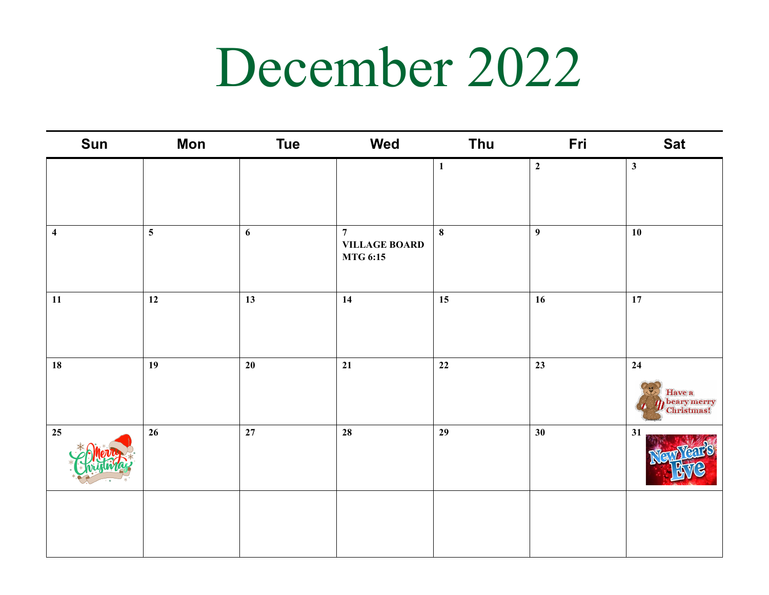# December 2022

| Sun | Mon | Tue | Wed | Thu | Fri | Sat |
|---|---|---|---|---|---|---|
| | | | | 1 | 2 | 3 |
| 4 | 5 | 6 | 7 **VILLAGE BOARD MTG 6:15** | 8 | 9 | 10 |
| 11 | 12 | 13 | 14 | 15 | 16 | 17 |
| 18 | 19 | 20 | 21 | 22 | 23 | 24 |
| 25 | 26 | 27 | 28 | 29 | 30 | 31 |
| | | | | | | |